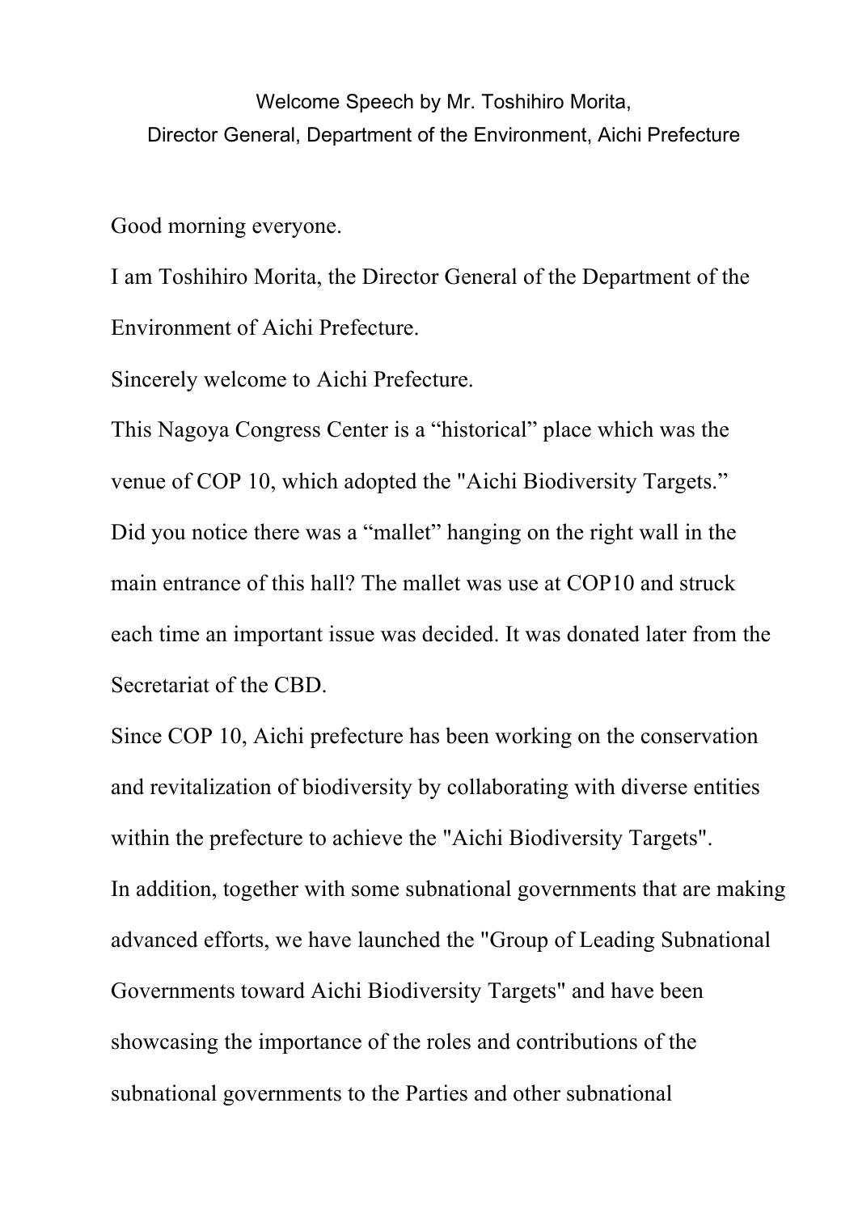Welcome Speech by Mr. Toshihiro Morita,
Director General, Department of the Environment, Aichi Prefecture

Good morning everyone.

I am Toshihiro Morita, the Director General of the Department of the Environment of Aichi Prefecture.

Sincerely welcome to Aichi Prefecture.

This Nagoya Congress Center is a “historical” place which was the venue of COP 10, which adopted the "Aichi Biodiversity Targets.”

Did you notice there was a “mallet” hanging on the right wall in the main entrance of this hall? The mallet was use at COP10 and struck each time an important issue was decided. It was donated later from the Secretariat of the CBD.

Since COP 10, Aichi prefecture has been working on the conservation and revitalization of biodiversity by collaborating with diverse entities within the prefecture to achieve the "Aichi Biodiversity Targets".

In addition, together with some subnational governments that are making advanced efforts, we have launched the "Group of Leading Subnational Governments toward Aichi Biodiversity Targets" and have been showcasing the importance of the roles and contributions of the subnational governments to the Parties and other subnational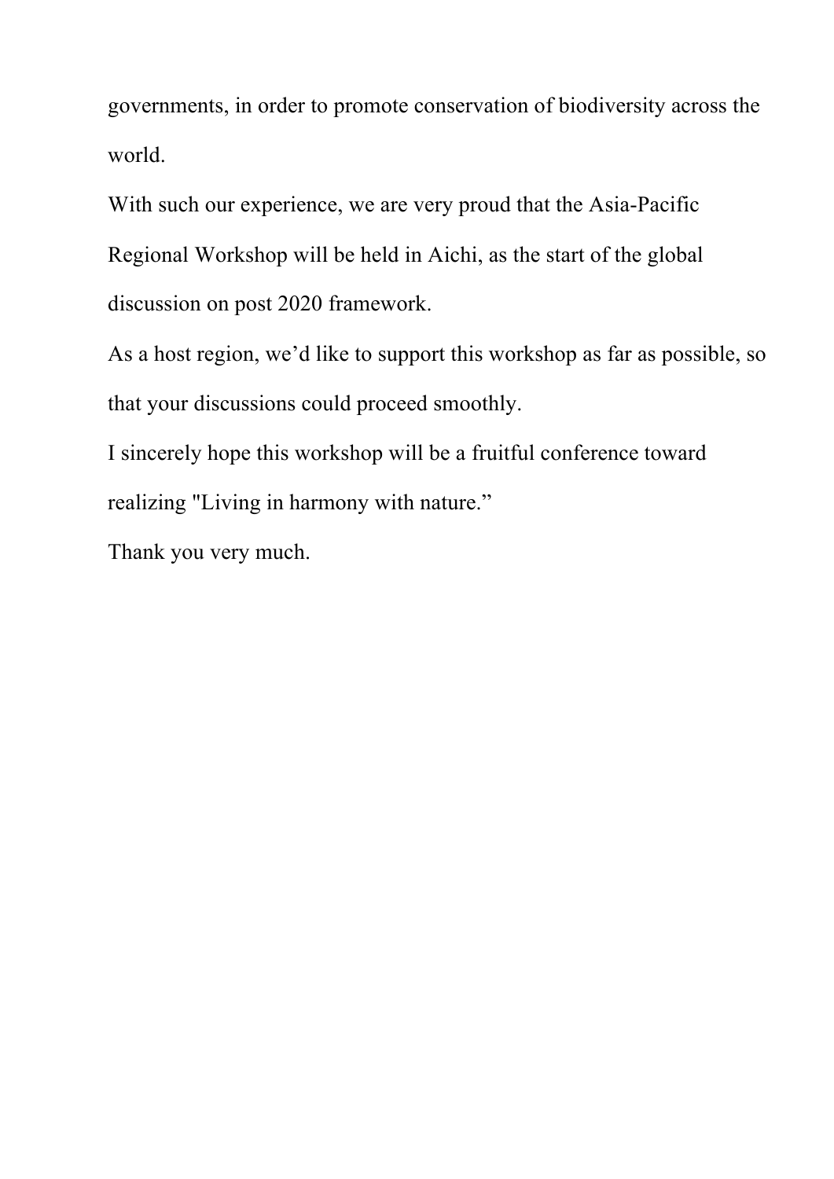governments, in order to promote conservation of biodiversity across the world.

With such our experience, we are very proud that the Asia-Pacific Regional Workshop will be held in Aichi, as the start of the global discussion on post 2020 framework.

As a host region, we'd like to support this workshop as far as possible, so that your discussions could proceed smoothly.

I sincerely hope this workshop will be a fruitful conference toward realizing "Living in harmony with nature."

Thank you very much.